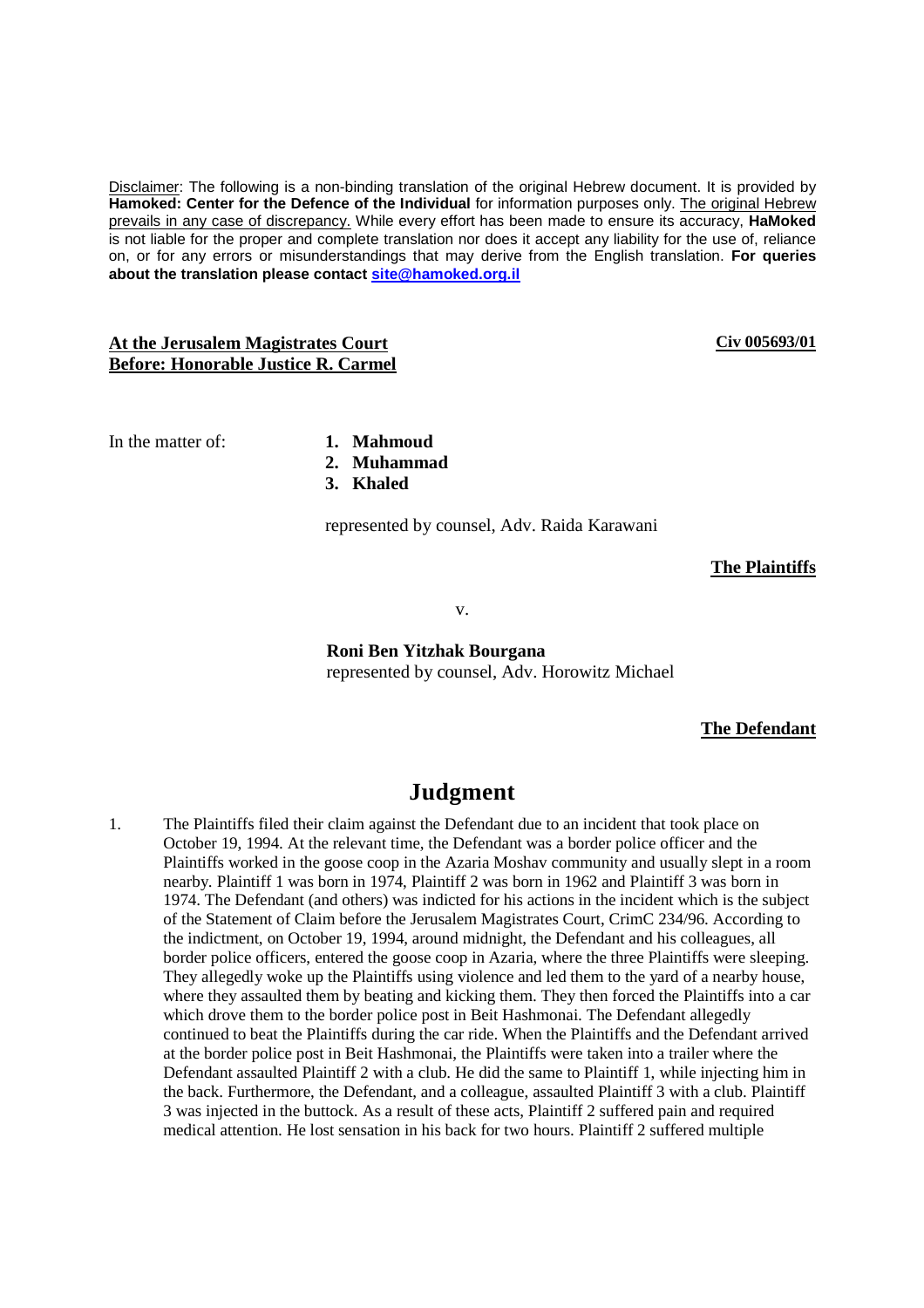Disclaimer: The following is a non-binding translation of the original Hebrew document. It is provided by **Hamoked: Center for the Defence of the Individual** for information purposes only. The original Hebrew prevails in any case of discrepancy. While every effort has been made to ensure its accuracy, **HaMoked** is not liable for the proper and complete translation nor does it accept any liability for the use of, reliance on, or for any errors or misunderstandings that may derive from the English translation. **For queries about the translation please contact [site@hamoked.org.il](mailto:site@hamoked.org.il)**

**At the Jerusalem Magistrates Court**
**Before: Honorable Justice R. Carmel**

**Civ 005693/01**

In the matter of:

1. **Mahmoud**
2. **Muhammad**
3. **Khaled**

represented by counsel, Adv. Raida Karawani

**The Plaintiffs**

v.

**Roni Ben Yitzhak Bourgana**
represented by counsel, Adv. Horowitz Michael

**The Defendant**

# Judgment

1. The Plaintiffs filed their claim against the Defendant due to an incident that took place on October 19, 1994. At the relevant time, the Defendant was a border police officer and the Plaintiffs worked in the goose coop in the Azaria Moshav community and usually slept in a room nearby. Plaintiff 1 was born in 1974, Plaintiff 2 was born in 1962 and Plaintiff 3 was born in 1974. The Defendant (and others) was indicted for his actions in the incident which is the subject of the Statement of Claim before the Jerusalem Magistrates Court, CrimC 234/96. According to the indictment, on October 19, 1994, around midnight, the Defendant and his colleagues, all border police officers, entered the goose coop in Azaria, where the three Plaintiffs were sleeping. They allegedly woke up the Plaintiffs using violence and led them to the yard of a nearby house, where they assaulted them by beating and kicking them. They then forced the Plaintiffs into a car which drove them to the border police post in Beit Hashmonai. The Defendant allegedly continued to beat the Plaintiffs during the car ride. When the Plaintiffs and the Defendant arrived at the border police post in Beit Hashmonai, the Plaintiffs were taken into a trailer where the Defendant assaulted Plaintiff 2 with a club. He did the same to Plaintiff 1, while injecting him in the back. Furthermore, the Defendant, and a colleague, assaulted Plaintiff 3 with a club. Plaintiff 3 was injected in the buttock. As a result of these acts, Plaintiff 2 suffered pain and required medical attention. He lost sensation in his back for two hours. Plaintiff 2 suffered multiple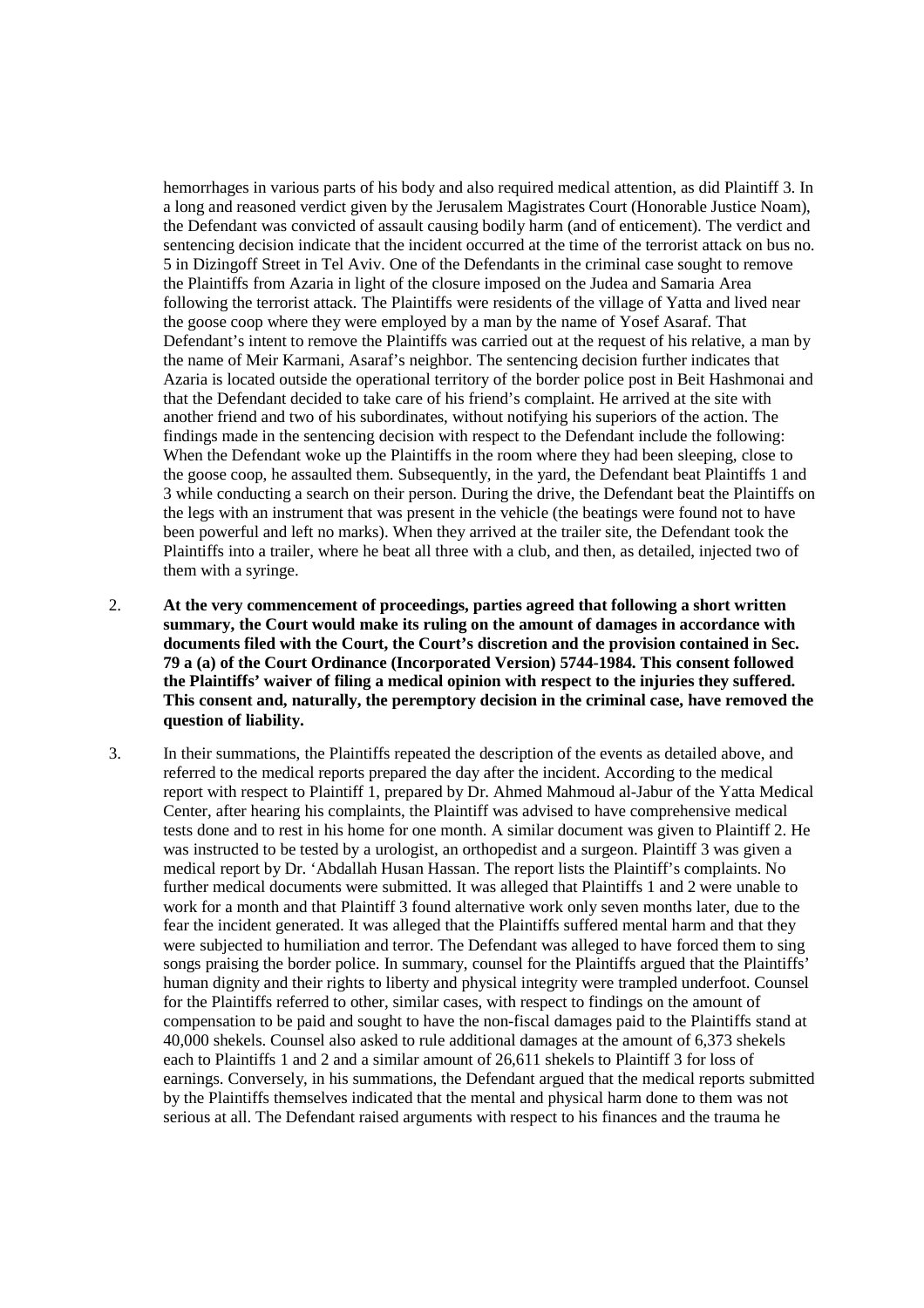hemorrhages in various parts of his body and also required medical attention, as did Plaintiff 3. In a long and reasoned verdict given by the Jerusalem Magistrates Court (Honorable Justice Noam), the Defendant was convicted of assault causing bodily harm (and of enticement). The verdict and sentencing decision indicate that the incident occurred at the time of the terrorist attack on bus no. 5 in Dizingoff Street in Tel Aviv. One of the Defendants in the criminal case sought to remove the Plaintiffs from Azaria in light of the closure imposed on the Judea and Samaria Area following the terrorist attack. The Plaintiffs were residents of the village of Yatta and lived near the goose coop where they were employed by a man by the name of Yosef Asaraf. That Defendant's intent to remove the Plaintiffs was carried out at the request of his relative, a man by the name of Meir Karmani, Asaraf's neighbor. The sentencing decision further indicates that Azaria is located outside the operational territory of the border police post in Beit Hashmonai and that the Defendant decided to take care of his friend's complaint. He arrived at the site with another friend and two of his subordinates, without notifying his superiors of the action. The findings made in the sentencing decision with respect to the Defendant include the following: When the Defendant woke up the Plaintiffs in the room where they had been sleeping, close to the goose coop, he assaulted them. Subsequently, in the yard, the Defendant beat Plaintiffs 1 and 3 while conducting a search on their person. During the drive, the Defendant beat the Plaintiffs on the legs with an instrument that was present in the vehicle (the beatings were found not to have been powerful and left no marks). When they arrived at the trailer site, the Defendant took the Plaintiffs into a trailer, where he beat all three with a club, and then, as detailed, injected two of them with a syringe.

2. **At the very commencement of proceedings, parties agreed that following a short written summary, the Court would make its ruling on the amount of damages in accordance with documents filed with the Court, the Court's discretion and the provision contained in Sec. 79 a (a) of the Court Ordinance (Incorporated Version) 5744-1984. This consent followed the Plaintiffs' waiver of filing a medical opinion with respect to the injuries they suffered. This consent and, naturally, the peremptory decision in the criminal case, have removed the question of liability.**

3. In their summations, the Plaintiffs repeated the description of the events as detailed above, and referred to the medical reports prepared the day after the incident. According to the medical report with respect to Plaintiff 1, prepared by Dr. Ahmed Mahmoud al-Jabur of the Yatta Medical Center, after hearing his complaints, the Plaintiff was advised to have comprehensive medical tests done and to rest in his home for one month. A similar document was given to Plaintiff 2. He was instructed to be tested by a urologist, an orthopedist and a surgeon. Plaintiff 3 was given a medical report by Dr. 'Abdallah Husan Hassan. The report lists the Plaintiff's complaints. No further medical documents were submitted. It was alleged that Plaintiffs 1 and 2 were unable to work for a month and that Plaintiff 3 found alternative work only seven months later, due to the fear the incident generated. It was alleged that the Plaintiffs suffered mental harm and that they were subjected to humiliation and terror. The Defendant was alleged to have forced them to sing songs praising the border police. In summary, counsel for the Plaintiffs argued that the Plaintiffs' human dignity and their rights to liberty and physical integrity were trampled underfoot. Counsel for the Plaintiffs referred to other, similar cases, with respect to findings on the amount of compensation to be paid and sought to have the non-fiscal damages paid to the Plaintiffs stand at 40,000 shekels. Counsel also asked to rule additional damages at the amount of 6,373 shekels each to Plaintiffs 1 and 2 and a similar amount of 26,611 shekels to Plaintiff 3 for loss of earnings. Conversely, in his summations, the Defendant argued that the medical reports submitted by the Plaintiffs themselves indicated that the mental and physical harm done to them was not serious at all. The Defendant raised arguments with respect to his finances and the trauma he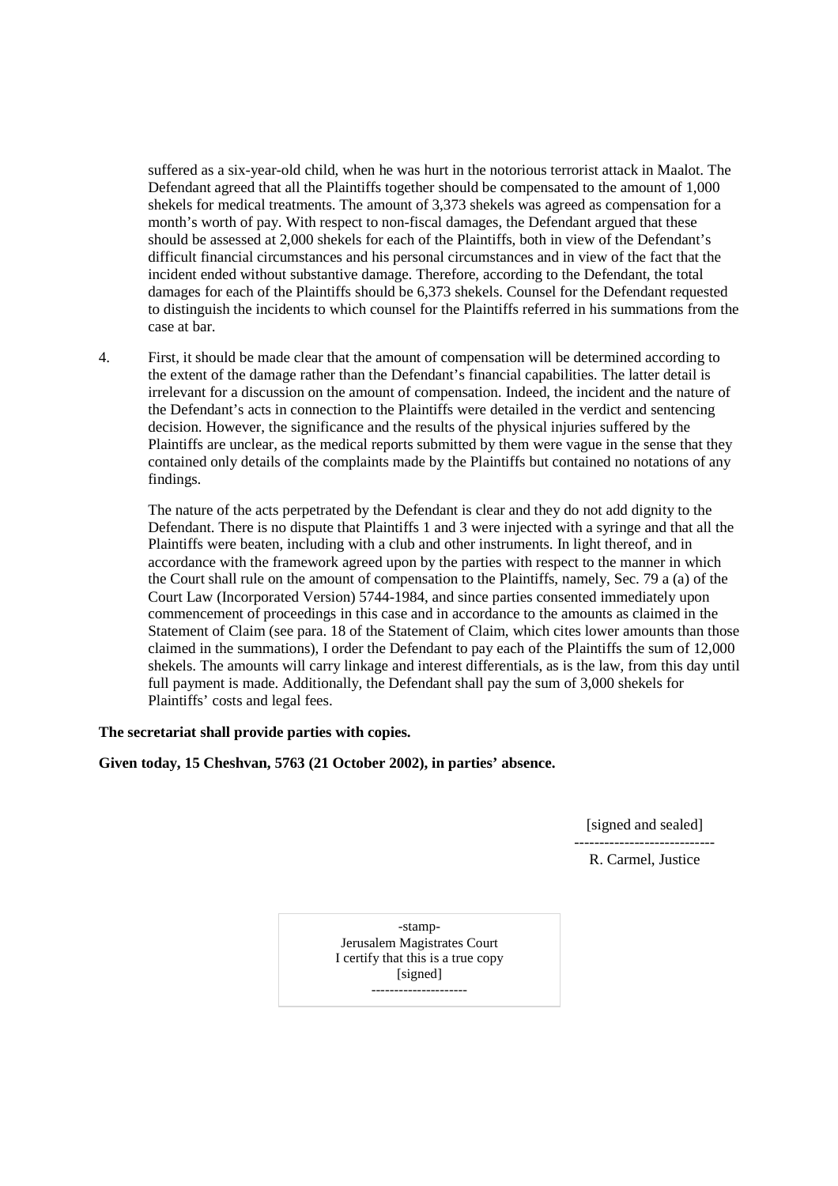suffered as a six-year-old child, when he was hurt in the notorious terrorist attack in Maalot. The Defendant agreed that all the Plaintiffs together should be compensated to the amount of 1,000 shekels for medical treatments. The amount of 3,373 shekels was agreed as compensation for a month's worth of pay. With respect to non-fiscal damages, the Defendant argued that these should be assessed at 2,000 shekels for each of the Plaintiffs, both in view of the Defendant's difficult financial circumstances and his personal circumstances and in view of the fact that the incident ended without substantive damage. Therefore, according to the Defendant, the total damages for each of the Plaintiffs should be 6,373 shekels. Counsel for the Defendant requested to distinguish the incidents to which counsel for the Plaintiffs referred in his summations from the case at bar.

4. First, it should be made clear that the amount of compensation will be determined according to the extent of the damage rather than the Defendant's financial capabilities. The latter detail is irrelevant for a discussion on the amount of compensation. Indeed, the incident and the nature of the Defendant's acts in connection to the Plaintiffs were detailed in the verdict and sentencing decision. However, the significance and the results of the physical injuries suffered by the Plaintiffs are unclear, as the medical reports submitted by them were vague in the sense that they contained only details of the complaints made by the Plaintiffs but contained no notations of any findings.

   The nature of the acts perpetrated by the Defendant is clear and they do not add dignity to the Defendant. There is no dispute that Plaintiffs 1 and 3 were injected with a syringe and that all the Plaintiffs were beaten, including with a club and other instruments. In light thereof, and in accordance with the framework agreed upon by the parties with respect to the manner in which the Court shall rule on the amount of compensation to the Plaintiffs, namely, Sec. 79 a (a) of the Court Law (Incorporated Version) 5744-1984, and since parties consented immediately upon commencement of proceedings in this case and in accordance to the amounts as claimed in the Statement of Claim (see para. 18 of the Statement of Claim, which cites lower amounts than those claimed in the summations), I order the Defendant to pay each of the Plaintiffs the sum of 12,000 shekels. The amounts will carry linkage and interest differentials, as is the law, from this day until full payment is made. Additionally, the Defendant shall pay the sum of 3,000 shekels for Plaintiffs' costs and legal fees.

**The secretariat shall provide parties with copies.**

**Given today, 15 Cheshvan, 5763 (21 October 2002), in parties' absence.**

[signed and sealed]
----------------------------
R. Carmel, Justice

-stamp-
Jerusalem Magistrates Court
I certify that this is a true copy
[signed]
--------------------